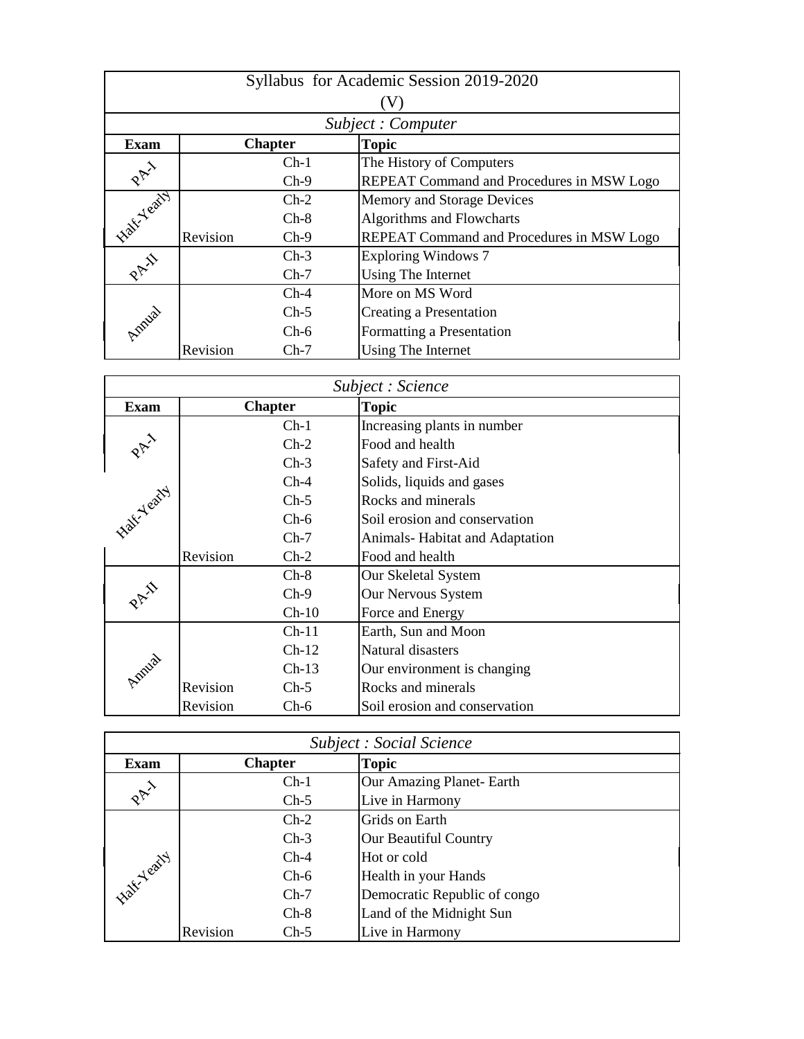# Syllabus for Academic Session 2019-2020

## (V)

### *Subject : Computer*

| Exam | Chapter | | Topic |
|---|---|---|---|
| PA-I | | Ch-1 | The History of Computers |
| | | Ch-9 | REPEAT Command and Procedures in MSW Logo |
| Half-Yearly | | Ch-2 | Memory and Storage Devices |
| | | Ch-8 | Algorithms and Flowcharts |
| | Revision | Ch-9 | REPEAT Command and Procedures in MSW Logo |
| PA-II | | Ch-3 | Exploring Windows 7 |
| | | Ch-7 | Using The Internet |
| Annual | | Ch-4 | More on MS Word |
| | | Ch-5 | Creating a Presentation |
| | | Ch-6 | Formatting a Presentation |
| | Revision | Ch-7 | Using The Internet |

### *Subject : Science*

| Exam | Chapter | | Topic |
|---|---|---|---|
| PA-I | | Ch-1 | Increasing plants in number |
| | | Ch-2 | Food and health |
| | | Ch-3 | Safety and First-Aid |
| Half-Yearly | | Ch-4 | Solids, liquids and gases |
| | | Ch-5 | Rocks and minerals |
| | | Ch-6 | Soil erosion and conservation |
| | | Ch-7 | Animals- Habitat and Adaptation |
| | Revision | Ch-2 | Food and health |
| PA-II | | Ch-8 | Our Skeletal System |
| | | Ch-9 | Our Nervous System |
| | | Ch-10 | Force and Energy |
| Annual | | Ch-11 | Earth, Sun and Moon |
| | | Ch-12 | Natural disasters |
| | | Ch-13 | Our environment is changing |
| | Revision | Ch-5 | Rocks and minerals |
| | Revision | Ch-6 | Soil erosion and conservation |

### *Subject : Social Science*

| Exam | Chapter | | Topic |
|---|---|---|---|
| PA-I | | Ch-1 | Our Amazing Planet- Earth |
| | | Ch-5 | Live in Harmony |
| Half-Yearly | | Ch-2 | Grids on Earth |
| | | Ch-3 | Our Beautiful Country |
| | | Ch-4 | Hot or cold |
| | | Ch-6 | Health in your Hands |
| | | Ch-7 | Democratic Republic of congo |
| | | Ch-8 | Land of the Midnight Sun |
| | Revision | Ch-5 | Live in Harmony |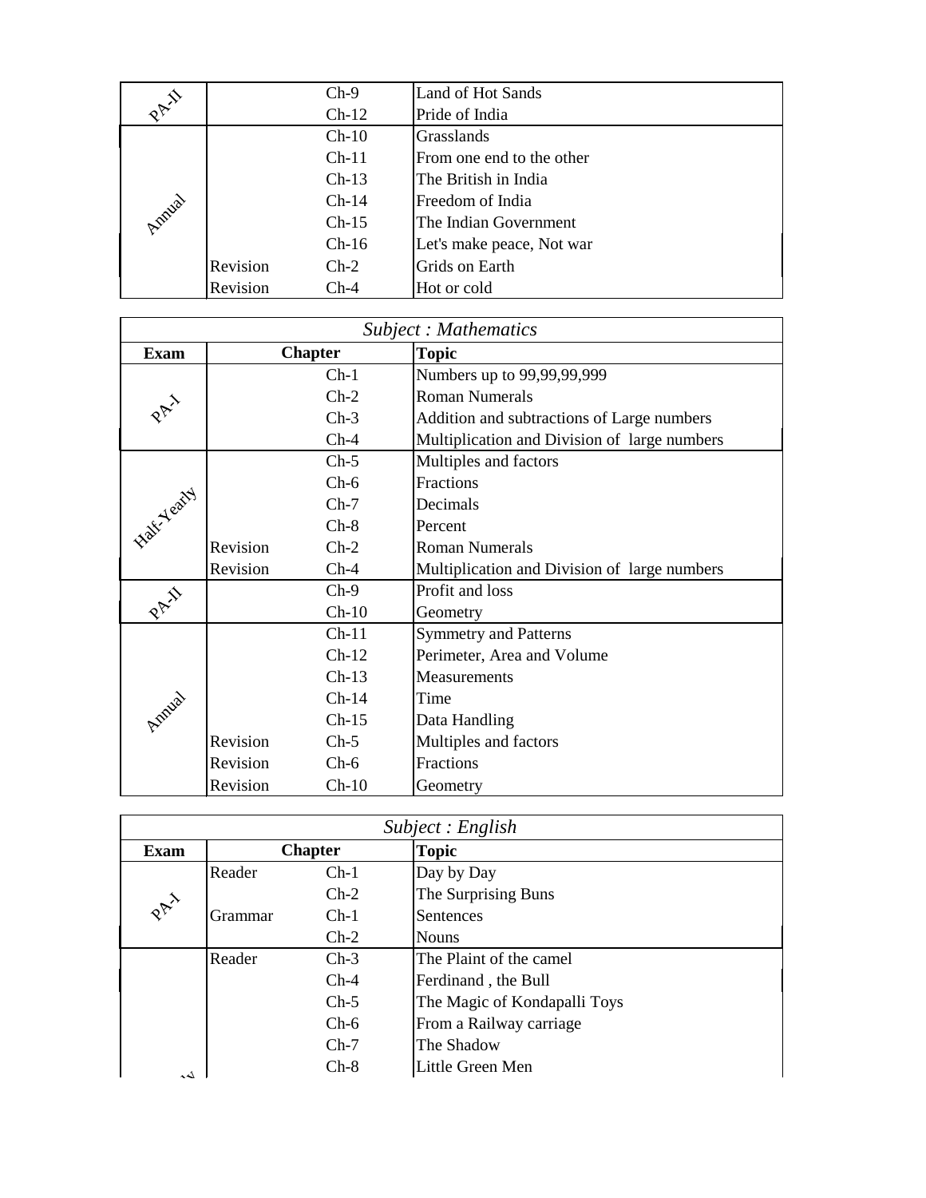| Exam | | Chapter | Topic |
|---|---|---|---|
| PA-II | | Ch-9 | Land of Hot Sands |
| | | Ch-12 | Pride of India |
| Annual | | Ch-10 | Grasslands |
| | | Ch-11 | From one end to the other |
| | | Ch-13 | The British in India |
| | | Ch-14 | Freedom of India |
| | | Ch-15 | The Indian Government |
| | | Ch-16 | Let's make peace, Not war |
| | Revision | Ch-2 | Grids on Earth |
| | Revision | Ch-4 | Hot or cold |

*Subject : Mathematics*

| Exam | Chapter | | Topic |
|---|---|---|---|
| PA-I | | Ch-1 | Numbers up to 99,99,99,999 |
| | | Ch-2 | Roman Numerals |
| | | Ch-3 | Addition and subtractions of Large numbers |
| | | Ch-4 | Multiplication and Division of large numbers |
| Half-Yearly | | Ch-5 | Multiples and factors |
| | | Ch-6 | Fractions |
| | | Ch-7 | Decimals |
| | | Ch-8 | Percent |
| | Revision | Ch-2 | Roman Numerals |
| | Revision | Ch-4 | Multiplication and Division of large numbers |
| PA-II | | Ch-9 | Profit and loss |
| | | Ch-10 | Geometry |
| Annual | | Ch-11 | Symmetry and Patterns |
| | | Ch-12 | Perimeter, Area and Volume |
| | | Ch-13 | Measurements |
| | | Ch-14 | Time |
| | | Ch-15 | Data Handling |
| | Revision | Ch-5 | Multiples and factors |
| | Revision | Ch-6 | Fractions |
| | Revision | Ch-10 | Geometry |

*Subject : English*

| Exam | Chapter | | Topic |
|---|---|---|---|
| PA-I | Reader | Ch-1 | Day by Day |
| | | Ch-2 | The Surprising Buns |
| | Grammar | Ch-1 | Sentences |
| | | Ch-2 | Nouns |
| | Reader | Ch-3 | The Plaint of the camel |
| | | Ch-4 | Ferdinand , the Bull |
| | | Ch-5 | The Magic of Kondapalli Toys |
| | | Ch-6 | From a Railway carriage |
| | | Ch-7 | The Shadow |
| | | Ch-8 | Little Green Men |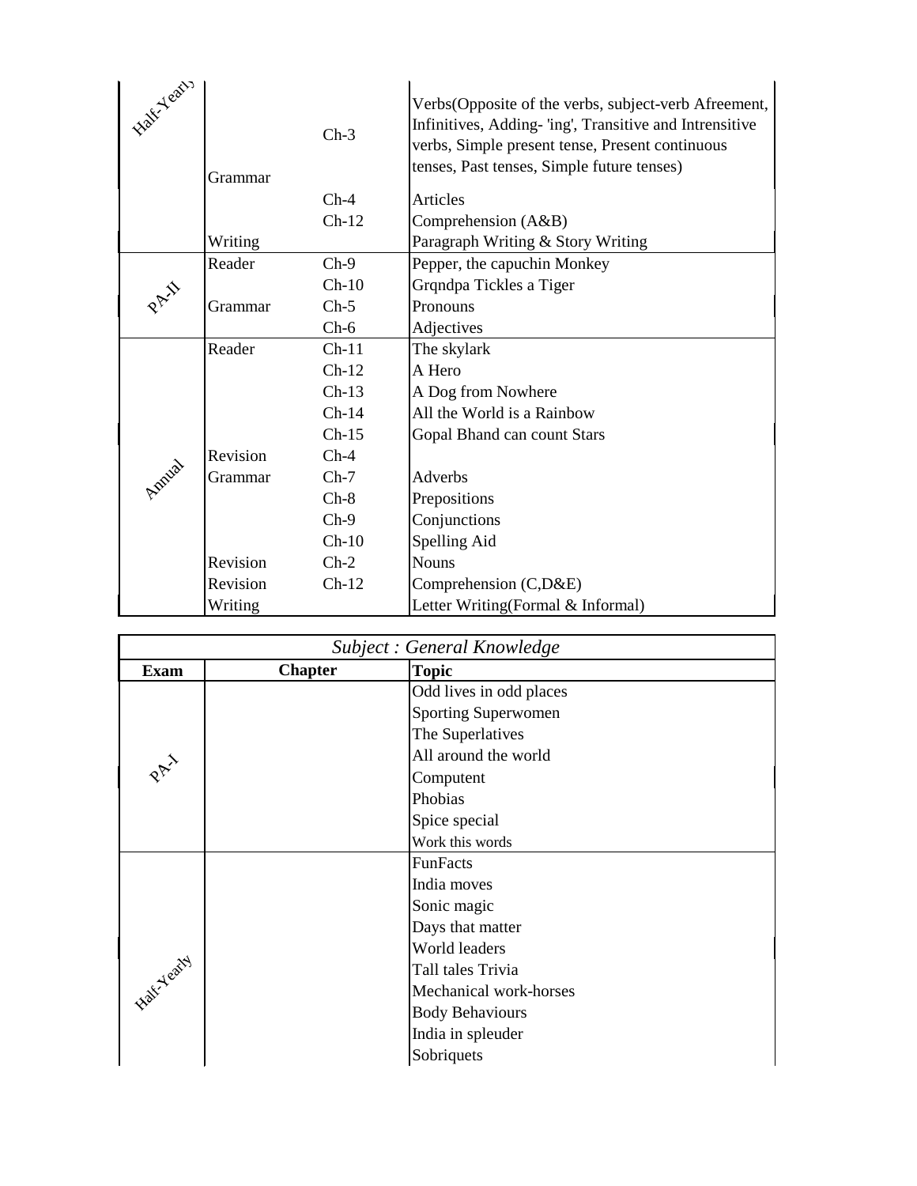| | | | |
|---|---|---|---|
| Half-Yearly | | Ch-3 | Verbs(Opposite of the verbs, subject-verb Afreement, Infinitives, Adding- 'ing', Transitive and Intrensitive verbs, Simple present tense, Present continuous tenses, Past tenses, Simple future tenses) |
| | Grammar | Ch-4 | Articles |
| | | Ch-12 | Comprehension (A&B) |
| | Writing | | Paragraph Writing & Story Writing |
| PA-II | Reader | Ch-9 | Pepper, the capuchin Monkey |
| | | Ch-10 | Grqndpa Tickles a Tiger |
| | Grammar | Ch-5 | Pronouns |
| | | Ch-6 | Adjectives |
| Annual | Reader | Ch-11 | The skylark |
| | | Ch-12 | A Hero |
| | | Ch-13 | A Dog from Nowhere |
| | | Ch-14 | All the World is a Rainbow |
| | | Ch-15 | Gopal Bhand can count Stars |
| | Revision | Ch-4 | |
| | Grammar | Ch-7 | Adverbs |
| | | Ch-8 | Prepositions |
| | | Ch-9 | Conjunctions |
| | | Ch-10 | Spelling Aid |
| | Revision | Ch-2 | Nouns |
| | Revision | Ch-12 | Comprehension (C,D&E) |
| | Writing | | Letter Writing(Formal & Informal) |

*Subject : General Knowledge*

| Exam | Chapter | Topic |
|---|---|---|
| PA-I | | Odd lives in odd places |
| | | Sporting Superwomen |
| | | The Superlatives |
| | | All around the world |
| | | Computent |
| | | Phobias |
| | | Spice special |
| | | Work this words |
| Half-Yearly | | FunFacts |
| | | India moves |
| | | Sonic magic |
| | | Days that matter |
| | | World leaders |
| | | Tall tales Trivia |
| | | Mechanical work-horses |
| | | Body Behaviours |
| | | India in spleuder |
| | | Sobriquets |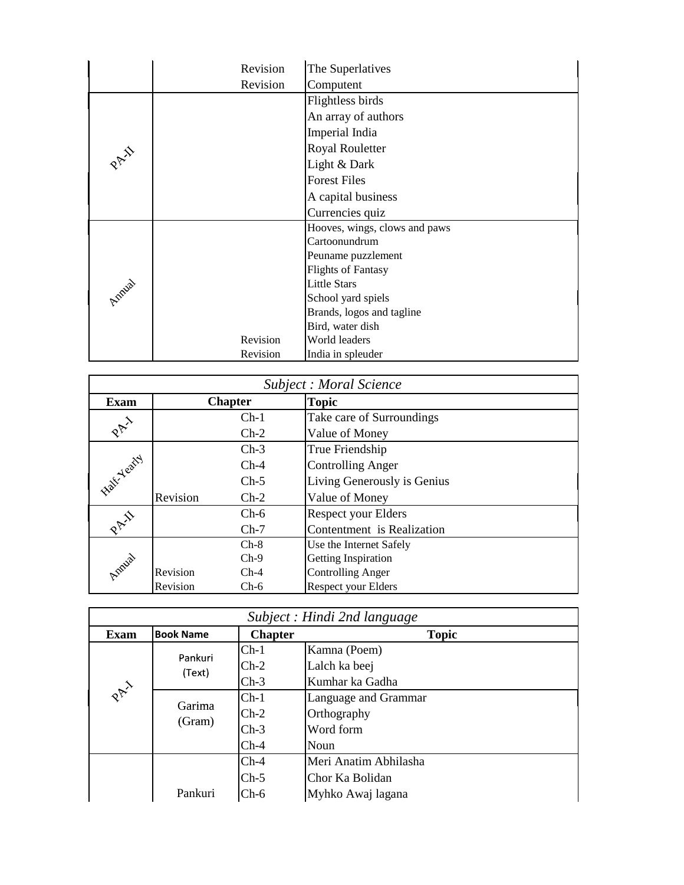| | | |
|---|---|---|
| | Revision | The Superlatives |
| | Revision | Computent |
| PA-II | | Flightless birds |
| | | An array of authors |
| | | Imperial India |
| | | Royal Rouletter |
| | | Light & Dark |
| | | Forest Files |
| | | A capital business |
| | | Currencies quiz |
| Annual | | Hooves, wings, clows and paws |
| | | Cartoonundrum |
| | | Peuname puzzlement |
| | | Flights of Fantasy |
| | | Little Stars |
| | | School yard spiels |
| | | Brands, logos and tagline |
| | | Bird, water dish |
| | Revision | World leaders |
| | Revision | India in spleuder |

| *Subject : Moral Science* | | | |
|---|---|---|---|
| **Exam** | **Chapter** | | **Topic** |
| PA-I | | Ch-1 | Take care of Surroundings |
| | | Ch-2 | Value of Money |
| Half-Yearly | | Ch-3 | True Friendship |
| | | Ch-4 | Controlling Anger |
| | | Ch-5 | Living Generously is Genius |
| | Revision | Ch-2 | Value of Money |
| PA-II | | Ch-6 | Respect your Elders |
| | | Ch-7 | Contentment is Realization |
| Annual | | Ch-8 | Use the Internet Safely |
| | | Ch-9 | Getting Inspiration |
| | Revision | Ch-4 | Controlling Anger |
| | Revision | Ch-6 | Respect your Elders |

| *Subject : Hindi 2nd language* | | | |
|---|---|---|---|
| **Exam** | **Book Name** | **Chapter** | **Topic** |
| PA-I | Pankuri (Text) | Ch-1 | Kamna (Poem) |
| | | Ch-2 | Lalch ka beej |
| | | Ch-3 | Kumhar ka Gadha |
| | Garima (Gram) | Ch-1 | Language and Grammar |
| | | Ch-2 | Orthography |
| | | Ch-3 | Word form |
| | | Ch-4 | Noun |
| | | Ch-4 | Meri Anatim Abhilasha |
| | | Ch-5 | Chor Ka Bolidan |
| | Pankuri | Ch-6 | Myhko Awaj lagana |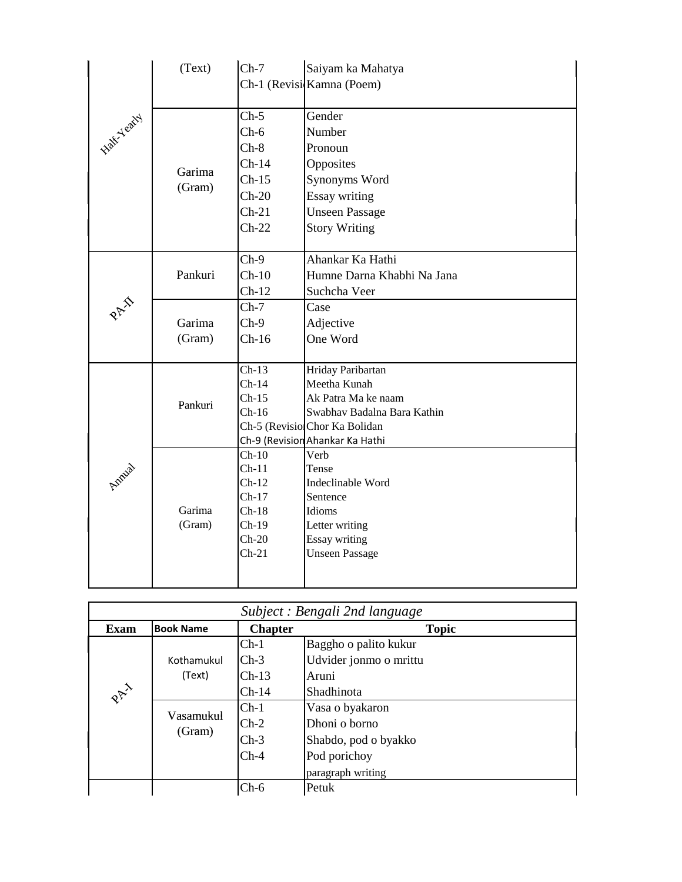| Exam | Book Name | Chapter | Topic |
|---|---|---|---|
| Half-Yearly | (Text) | Ch-7 | Saiyam ka Mahatya |
| | | Ch-1 (Revisi | Kamna (Poem) |
| | Garima (Gram) | Ch-5 | Gender |
| | | Ch-6 | Number |
| | | Ch-8 | Pronoun |
| | | Ch-14 | Opposites |
| | | Ch-15 | Synonyms Word |
| | | Ch-20 | Essay writing |
| | | Ch-21 | Unseen Passage |
| | | Ch-22 | Story Writing |
| PA-II | Pankuri | Ch-9 | Ahankar Ka Hathi |
| | | Ch-10 | Humne Darna Khabhi Na Jana |
| | | Ch-12 | Suchcha Veer |
| | Garima (Gram) | Ch-7 | Case |
| | | Ch-9 | Adjective |
| | | Ch-16 | One Word |
| Annual | Pankuri | Ch-13 | Hriday Paribartan |
| | | Ch-14 | Meetha Kunah |
| | | Ch-15 | Ak Patra Ma ke naam |
| | | Ch-16 | Swabhav Badalna Bara Kathin |
| | | Ch-5 (Revisio | Chor Ka Bolidan |
| | | Ch-9 (Revision | Ahankar Ka Hathi |
| | Garima (Gram) | Ch-10 | Verb |
| | | Ch-11 | Tense |
| | | Ch-12 | Indeclinable Word |
| | | Ch-17 | Sentence |
| | | Ch-18 | Idioms |
| | | Ch-19 | Letter writing |
| | | Ch-20 | Essay writing |
| | | Ch-21 | Unseen Passage |

*Subject : Bengali 2nd language*

| Exam | Book Name | Chapter | Topic |
|---|---|---|---|
| PA-I | Kothamukul (Text) | Ch-1 | Baggho o palito kukur |
| | | Ch-3 | Udvider jonmo o mrittu |
| | | Ch-13 | Aruni |
| | | Ch-14 | Shadhinota |
| | Vasamukul (Gram) | Ch-1 | Vasa o byakaron |
| | | Ch-2 | Dhoni o borno |
| | | Ch-3 | Shabdo, pod o byakko |
| | | Ch-4 | Pod porichoy |
| | | | paragraph writing |
| | | Ch-6 | Petuk |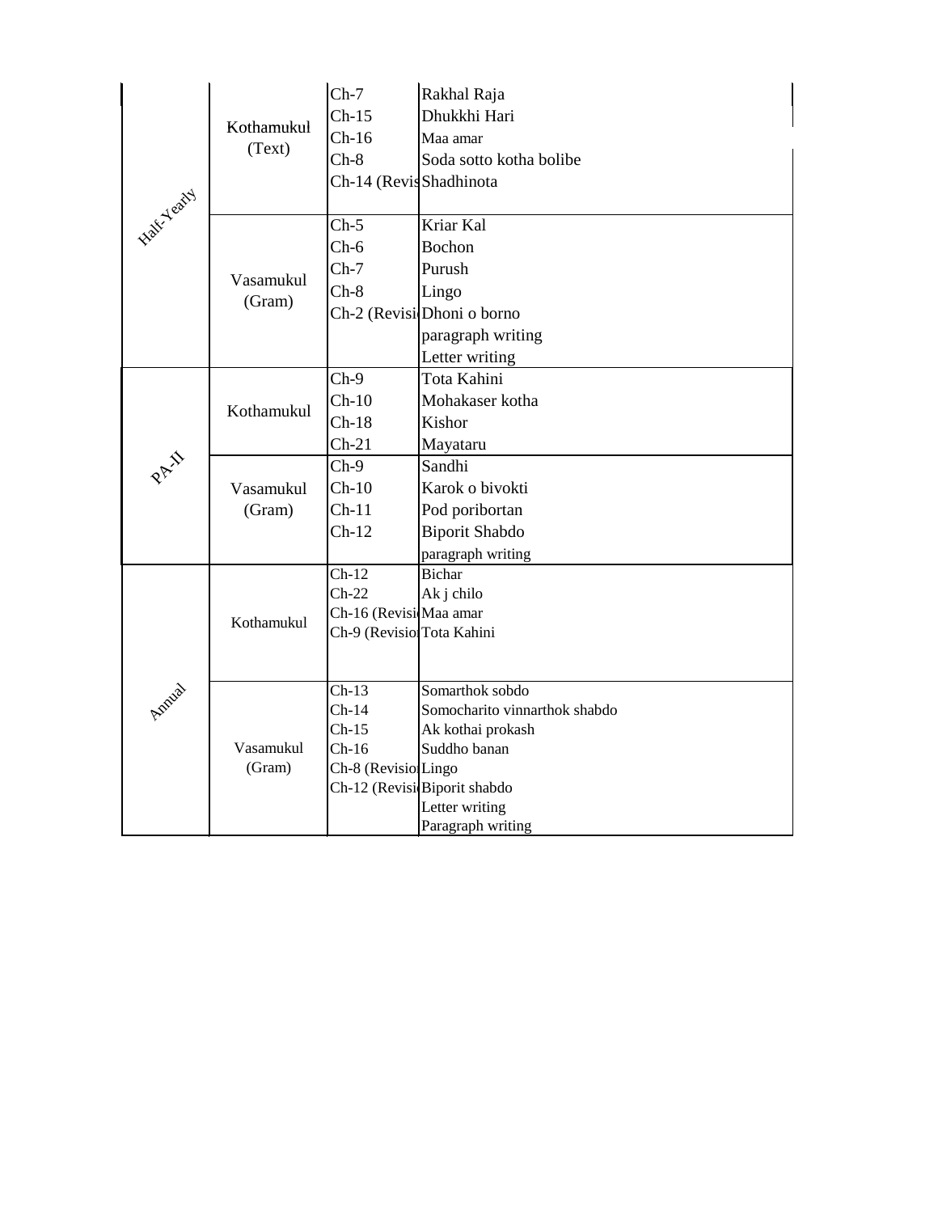| | | | |
|---|---|---|---|
| Half-Yearly | Kothamukul (Text) | Ch-7 | Rakhal Raja |
| | | Ch-15 | Dhukkhi Hari |
| | | Ch-16 | Maa amar |
| | | Ch-8 | Soda sotto kotha bolibe |
| | | Ch-14 (Revis | Shadhinota |
| | Vasamukul (Gram) | Ch-5 | Kriar Kal |
| | | Ch-6 | Bochon |
| | | Ch-7 | Purush |
| | | Ch-8 | Lingo |
| | | Ch-2 (Revisi | Dhoni o borno |
| | | | paragraph writing |
| | | | Letter writing |
| PA-II | Kothamukul | Ch-9 | Tota Kahini |
| | | Ch-10 | Mohakaser kotha |
| | | Ch-18 | Kishor |
| | | Ch-21 | Mayataru |
| | Vasamukul (Gram) | Ch-9 | Sandhi |
| | | Ch-10 | Karok o bivokti |
| | | Ch-11 | Pod poribortan |
| | | Ch-12 | Biporit Shabdo |
| | | | paragraph writing |
| Annual | Kothamukul | Ch-12 | Bichar |
| | | Ch-22 | Ak j chilo |
| | | Ch-16 (Revisi | Maa amar |
| | | Ch-9 (Revisio | Tota Kahini |
| | Vasamukul (Gram) | Ch-13 | Somarthok sobdo |
| | | Ch-14 | Somocharito vinnarthok shabdo |
| | | Ch-15 | Ak kothai prokash |
| | | Ch-16 | Suddho banan |
| | | Ch-8 (Revisio | Lingo |
| | | Ch-12 (Revisi | Biporit shabdo |
| | | | Letter writing |
| | | | Paragraph writing |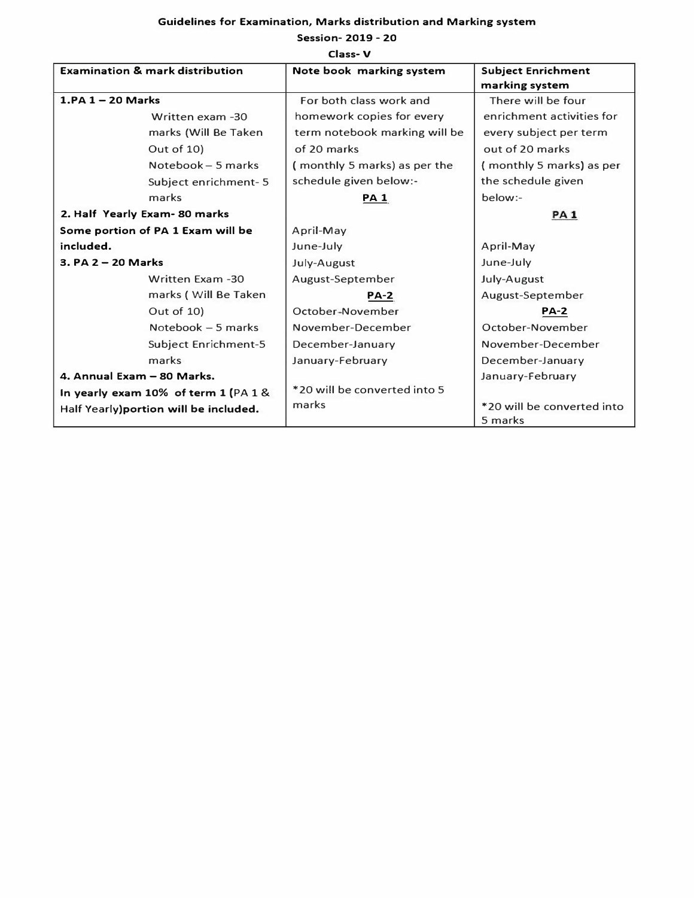**Guidelines for Examination, Marks distribution and Marking system**

**Session- 2019 - 20**

**Class- V**

| Examination & mark distribution | Note book marking system | Subject Enrichment marking system |
|---|---|---|
| **1.PA 1 – 20 Marks**<br>Written exam -30 marks (Will Be Taken Out of 10)<br>Notebook – 5 marks<br>Subject enrichment- 5 marks<br>**2. Half Yearly Exam- 80 marks**<br>**Some portion of PA 1 Exam will be included.**<br>**3. PA 2 – 20 Marks**<br>Written Exam -30 marks ( Will Be Taken Out of 10)<br>Notebook – 5 marks<br>Subject Enrichment-5 marks<br>**4. Annual Exam – 80 Marks.**<br>**In yearly exam 10% of term 1 (**PA 1 & Half Yearly**)portion will be included.** | For both class work and homework copies for every term notebook marking will be of 20 marks ( monthly 5 marks) as per the schedule given below:-<br>**PA 1**<br>April-May<br>June-July<br>July-August<br>August-September<br>**PA-2**<br>October-November<br>November-December<br>December-January<br>January-February<br>*20 will be converted into 5 marks | There will be four enrichment activities for every subject per term out of 20 marks ( monthly 5 marks) as per the schedule given below:-<br>**PA 1**<br>April-May<br>June-July<br>July-August<br>August-September<br>**PA-2**<br>October-November<br>November-December<br>December-January<br>January-February<br>*20 will be converted into 5 marks |